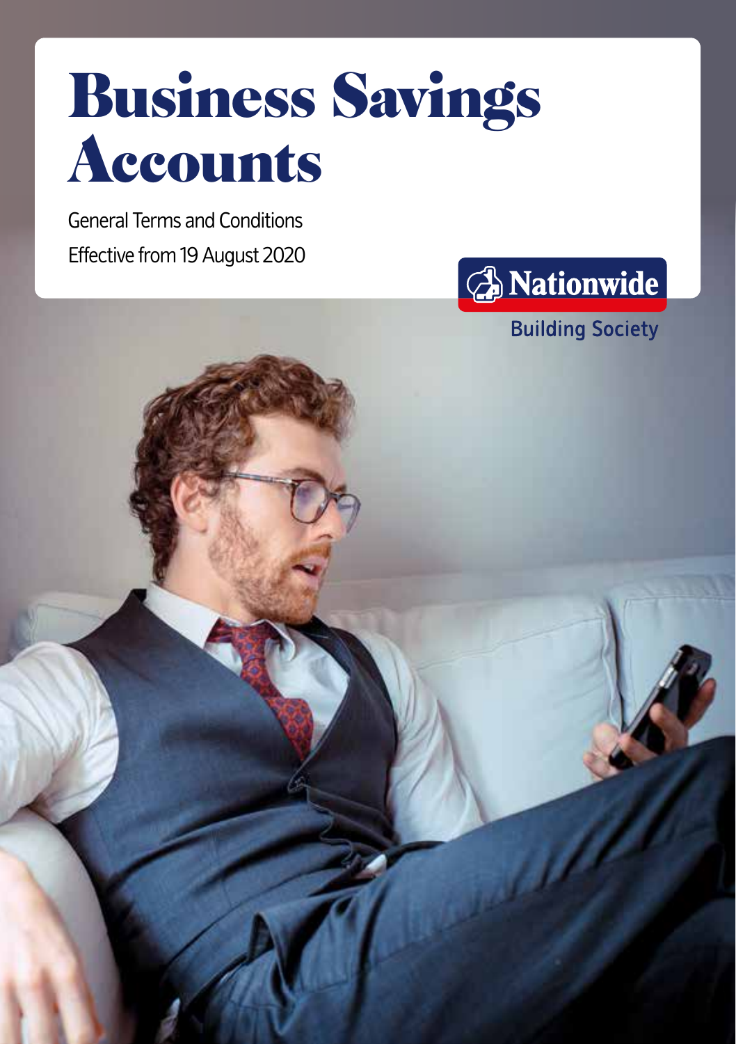# Business Savings Accounts

General Terms and Conditions

Effective from 19 August 2020

Nationwide

Building Society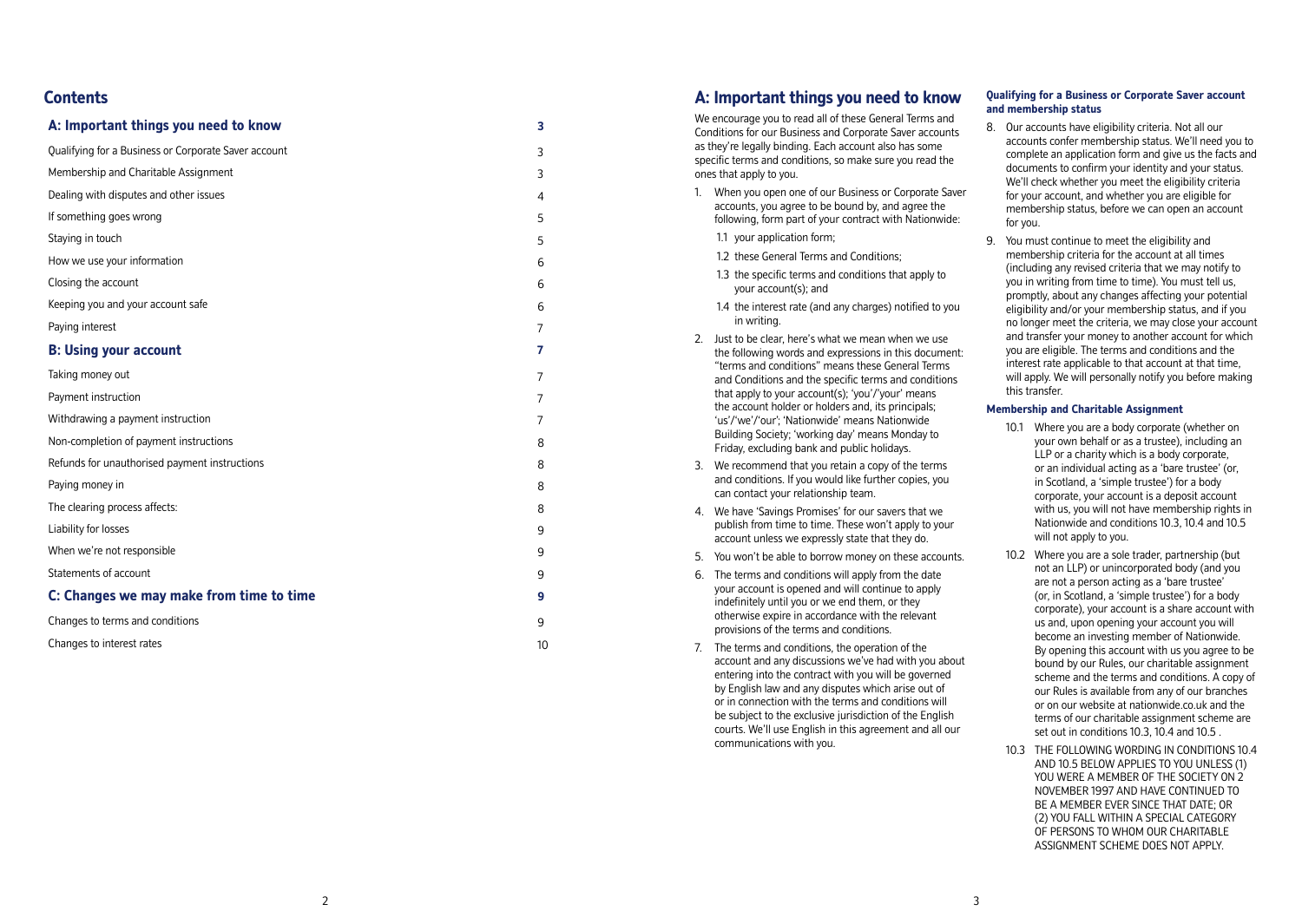## Contents

| A: Important things you need to know | 3 |
|---|---|
| Qualifying for a Business or Corporate Saver account | 3 |
| Membership and Charitable Assignment | 3 |
| Dealing with disputes and other issues | 4 |
| If something goes wrong | 5 |
| Staying in touch | 5 |
| How we use your information | 6 |
| Closing the account | 6 |
| Keeping you and your account safe | 6 |
| Paying interest | 7 |
| **B: Using your account** | **7** |
| Taking money out | 7 |
| Payment instruction | 7 |
| Withdrawing a payment instruction | 7 |
| Non-completion of payment instructions | 8 |
| Refunds for unauthorised payment instructions | 8 |
| Paying money in | 8 |
| The clearing process affects: | 8 |
| Liability for losses | 9 |
| When we're not responsible | 9 |
| Statements of account | 9 |
| **C: Changes we may make from time to time** | **9** |
| Changes to terms and conditions | 9 |
| Changes to interest rates | 10 |

## A: Important things you need to know

We encourage you to read all of these General Terms and Conditions for our Business and Corporate Saver accounts as they're legally binding. Each account also has some specific terms and conditions, so make sure you read the ones that apply to you.

1. When you open one of our Business or Corporate Saver accounts, you agree to be bound by, and agree the following, form part of your contract with Nationwide:

   1.1 your application form;

   1.2 these General Terms and Conditions;

   1.3 the specific terms and conditions that apply to your account(s); and

   1.4 the interest rate (and any charges) notified to you in writing.

2. Just to be clear, here's what we mean when we use the following words and expressions in this document: "terms and conditions" means these General Terms and Conditions and the specific terms and conditions that apply to your account(s); 'you'/'your' means the account holder or holders and, its principals; 'us'/'we'/'our'; 'Nationwide' means Nationwide Building Society; 'working day' means Monday to Friday, excluding bank and public holidays.

3. We recommend that you retain a copy of the terms and conditions. If you would like further copies, you can contact your relationship team.

4. We have 'Savings Promises' for our savers that we publish from time to time. These won't apply to your account unless we expressly state that they do.

5. You won't be able to borrow money on these accounts.

6. The terms and conditions will apply from the date your account is opened and will continue to apply indefinitely until you or we end them, or they otherwise expire in accordance with the relevant provisions of the terms and conditions.

7. The terms and conditions, the operation of the account and any discussions we've had with you about entering into the contract with you will be governed by English law and any disputes which arise out of or in connection with the terms and conditions will be subject to the exclusive jurisdiction of the English courts. We'll use English in this agreement and all our communications with you.

#### Qualifying for a Business or Corporate Saver account and membership status

8. Our accounts have eligibility criteria. Not all our accounts confer membership status. We'll need you to complete an application form and give us the facts and documents to confirm your identity and your status. We'll check whether you meet the eligibility criteria for your account, and whether you are eligible for membership status, before we can open an account for you.

9. You must continue to meet the eligibility and membership criteria for the account at all times (including any revised criteria that we may notify to you in writing from time to time). You must tell us, promptly, about any changes affecting your potential eligibility and/or your membership status, and if you no longer meet the criteria, we may close your account and transfer your money to another account for which you are eligible. The terms and conditions and the interest rate applicable to that account at that time, will apply. We will personally notify you before making this transfer.

#### Membership and Charitable Assignment

10.1 Where you are a body corporate (whether on your own behalf or as a trustee), including an LLP or a charity which is a body corporate, or an individual acting as a 'bare trustee' (or, in Scotland, a 'simple trustee') for a body corporate, your account is a deposit account with us, you will not have membership rights in Nationwide and conditions 10.3, 10.4 and 10.5 will not apply to you.

10.2 Where you are a sole trader, partnership (but not an LLP) or unincorporated body (and you are not a person acting as a 'bare trustee' (or, in Scotland, a 'simple trustee') for a body corporate), your account is a share account with us and, upon opening your account you will become an investing member of Nationwide. By opening this account with us you agree to be bound by our Rules, our charitable assignment scheme and the terms and conditions. A copy of our Rules is available from any of our branches or on our website at nationwide.co.uk and the terms of our charitable assignment scheme are set out in conditions 10.3, 10.4 and 10.5 .

10.3 THE FOLLOWING WORDING IN CONDITIONS 10.4 AND 10.5 BELOW APPLIES TO YOU UNLESS (1) YOU WERE A MEMBER OF THE SOCIETY ON 2 NOVEMBER 1997 AND HAVE CONTINUED TO BE A MEMBER EVER SINCE THAT DATE; OR (2) YOU FALL WITHIN A SPECIAL CATEGORY OF PERSONS TO WHOM OUR CHARITABLE ASSIGNMENT SCHEME DOES NOT APPLY.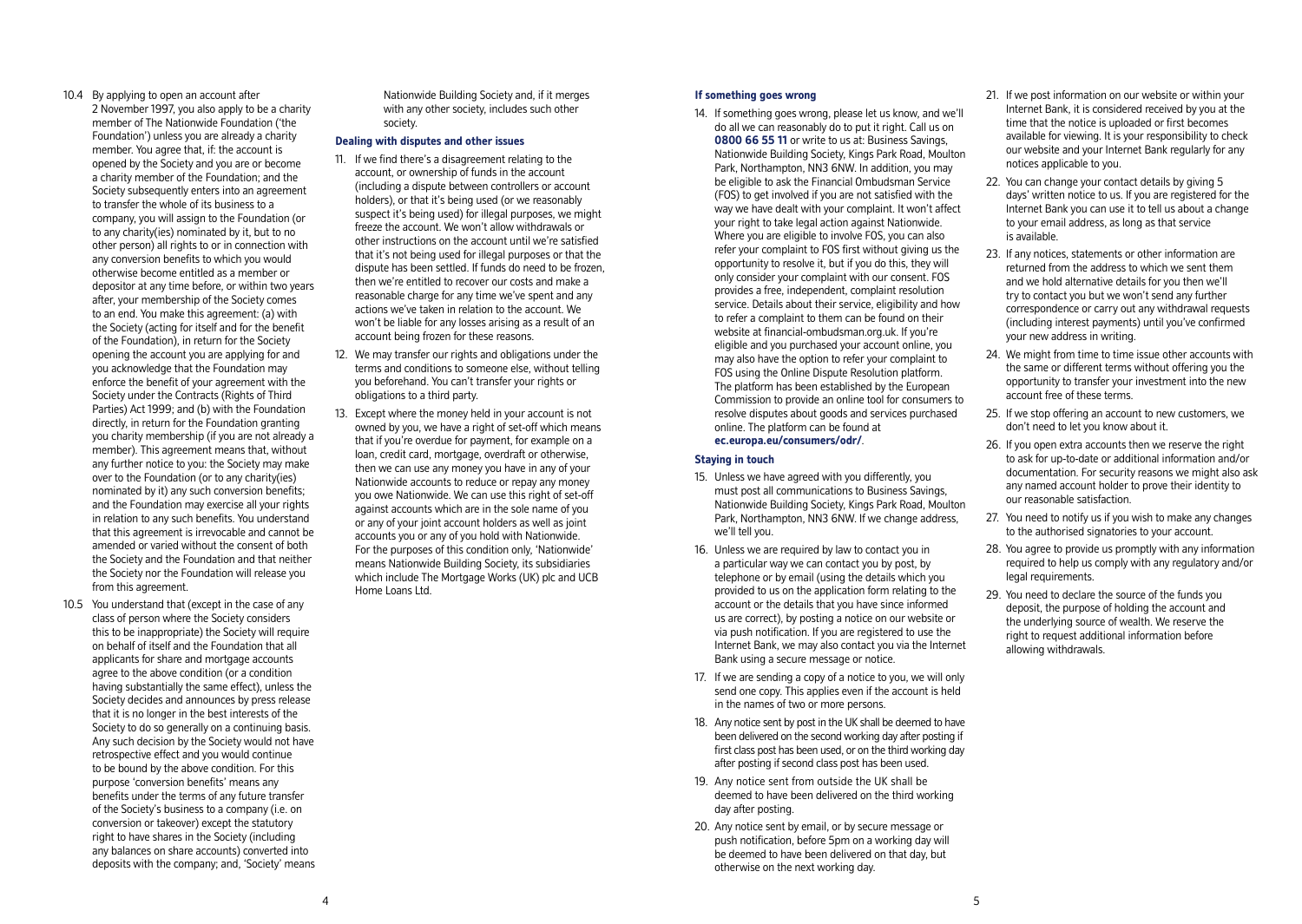10.4 By applying to open an account after 2 November 1997, you also apply to be a charity member of The Nationwide Foundation ('the Foundation') unless you are already a charity member. You agree that, if: the account is opened by the Society and you are or become a charity member of the Foundation; and the Society subsequently enters into an agreement to transfer the whole of its business to a company, you will assign to the Foundation (or to any charity(ies) nominated by it, but to no other person) all rights to or in connection with any conversion benefits to which you would otherwise become entitled as a member or depositor at any time before, or within two years after, your membership of the Society comes to an end. You make this agreement: (a) with the Society (acting for itself and for the benefit of the Foundation), in return for the Society opening the account you are applying for and you acknowledge that the Foundation may enforce the benefit of your agreement with the Society under the Contracts (Rights of Third Parties) Act 1999; and (b) with the Foundation directly, in return for the Foundation granting you charity membership (if you are not already a member). This agreement means that, without any further notice to you: the Society may make over to the Foundation (or to any charity(ies) nominated by it) any such conversion benefits; and the Foundation may exercise all your rights in relation to any such benefits. You understand that this agreement is irrevocable and cannot be amended or varied without the consent of both the Society and the Foundation and that neither the Society nor the Foundation will release you from this agreement.

10.5 You understand that (except in the case of any class of person where the Society considers this to be inappropriate) the Society will require on behalf of itself and the Foundation that all applicants for share and mortgage accounts agree to the above condition (or a condition having substantially the same effect), unless the Society decides and announces by press release that it is no longer in the best interests of the Society to do so generally on a continuing basis. Any such decision by the Society would not have retrospective effect and you would continue to be bound by the above condition. For this purpose 'conversion benefits' means any benefits under the terms of any future transfer of the Society's business to a company (i.e. on conversion or takeover) except the statutory right to have shares in the Society (including any balances on share accounts) converted into deposits with the company; and, 'Society' means Nationwide Building Society and, if it merges with any other society, includes such other society.

### Dealing with disputes and other issues

11. If we find there's a disagreement relating to the account, or ownership of funds in the account (including a dispute between controllers or account holders), or that it's being used (or we reasonably suspect it's being used) for illegal purposes, we might freeze the account. We won't allow withdrawals or other instructions on the account until we're satisfied that it's not being used for illegal purposes or that the dispute has been settled. If funds do need to be frozen, then we're entitled to recover our costs and make a reasonable charge for any time we've spent and any actions we've taken in relation to the account. We won't be liable for any losses arising as a result of an account being frozen for these reasons.

12. We may transfer our rights and obligations under the terms and conditions to someone else, without telling you beforehand. You can't transfer your rights or obligations to a third party.

13. Except where the money held in your account is not owned by you, we have a right of set-off which means that if you're overdue for payment, for example on a loan, credit card, mortgage, overdraft or otherwise, then we can use any money you have in any of your Nationwide accounts to reduce or repay any money you owe Nationwide. We can use this right of set-off against accounts which are in the sole name of you or any of your joint account holders as well as joint accounts you or any of you hold with Nationwide. For the purposes of this condition only, 'Nationwide' means Nationwide Building Society, its subsidiaries which include The Mortgage Works (UK) plc and UCB Home Loans Ltd.

### If something goes wrong

14. If something goes wrong, please let us know, and we'll do all we can reasonably do to put it right. Call us on **0800 66 55 11** or write to us at: Business Savings, Nationwide Building Society, Kings Park Road, Moulton Park, Northampton, NN3 6NW. In addition, you may be eligible to ask the Financial Ombudsman Service (FOS) to get involved if you are not satisfied with the way we have dealt with your complaint. It won't affect your right to take legal action against Nationwide. Where you are eligible to involve FOS, you can also refer your complaint to FOS first without giving us the opportunity to resolve it, but if you do this, they will only consider your complaint with our consent. FOS provides a free, independent, complaint resolution service. Details about their service, eligibility and how to refer a complaint to them can be found on their website at financial-ombudsman.org.uk. If you're eligible and you purchased your account online, you may also have the option to refer your complaint to FOS using the Online Dispute Resolution platform. The platform has been established by the European Commission to provide an online tool for consumers to resolve disputes about goods and services purchased online. The platform can be found at **ec.europa.eu/consumers/odr/**.

### Staying in touch

15. Unless we have agreed with you differently, you must post all communications to Business Savings, Nationwide Building Society, Kings Park Road, Moulton Park, Northampton, NN3 6NW. If we change address, we'll tell you.

16. Unless we are required by law to contact you in a particular way we can contact you by post, by telephone or by email (using the details which you provided to us on the application form relating to the account or the details that you have since informed us are correct), by posting a notice on our website or via push notification. If you are registered to use the Internet Bank, we may also contact you via the Internet Bank using a secure message or notice.

17. If we are sending a copy of a notice to you, we will only send one copy. This applies even if the account is held in the names of two or more persons.

18. Any notice sent by post in the UK shall be deemed to have been delivered on the second working day after posting if first class post has been used, or on the third working day after posting if second class post has been used.

19. Any notice sent from outside the UK shall be deemed to have been delivered on the third working day after posting.

20. Any notice sent by email, or by secure message or push notification, before 5pm on a working day will be deemed to have been delivered on that day, but otherwise on the next working day.

21. If we post information on our website or within your Internet Bank, it is considered received by you at the time that the notice is uploaded or first becomes available for viewing. It is your responsibility to check our website and your Internet Bank regularly for any notices applicable to you.

22. You can change your contact details by giving 5 days' written notice to us. If you are registered for the Internet Bank you can use it to tell us about a change to your email address, as long as that service is available.

23. If any notices, statements or other information are returned from the address to which we sent them and we hold alternative details for you then we'll try to contact you but we won't send any further correspondence or carry out any withdrawal requests (including interest payments) until you've confirmed your new address in writing.

24. We might from time to time issue other accounts with the same or different terms without offering you the opportunity to transfer your investment into the new account free of these terms.

25. If we stop offering an account to new customers, we don't need to let you know about it.

26. If you open extra accounts then we reserve the right to ask for up-to-date or additional information and/or documentation. For security reasons we might also ask any named account holder to prove their identity to our reasonable satisfaction.

27. You need to notify us if you wish to make any changes to the authorised signatories to your account.

28. You agree to provide us promptly with any information required to help us comply with any regulatory and/or legal requirements.

29. You need to declare the source of the funds you deposit, the purpose of holding the account and the underlying source of wealth. We reserve the right to request additional information before allowing withdrawals.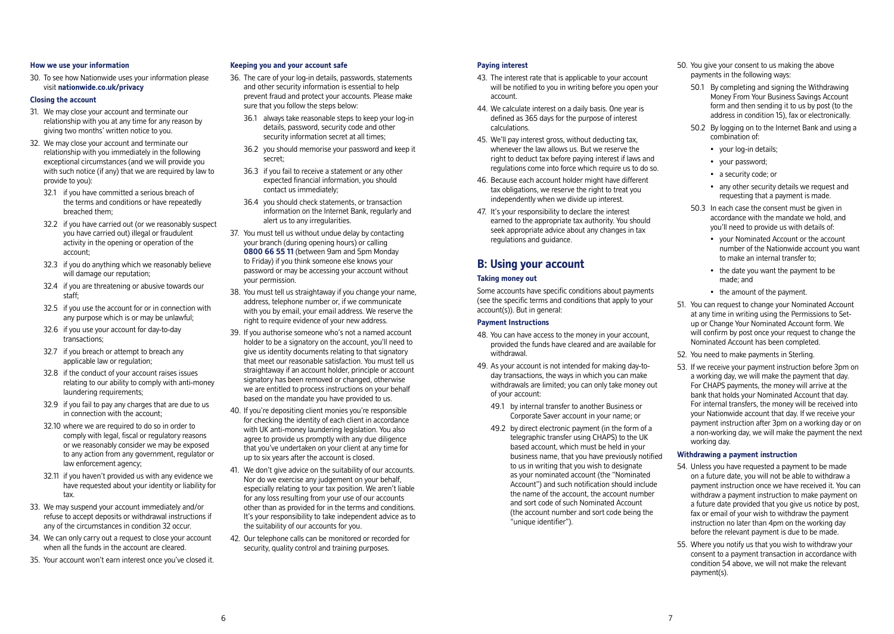#### How we use your information

30. To see how Nationwide uses your information please visit **nationwide.co.uk/privacy**

#### Closing the account

31. We may close your account and terminate our relationship with you at any time for any reason by giving two months' written notice to you.
32. We may close your account and terminate our relationship with you immediately in the following exceptional circumstances (and we will provide you with such notice (if any) that we are required by law to provide to you):
    - 32.1 if you have committed a serious breach of the terms and conditions or have repeatedly breached them;
    - 32.2 if you have carried out (or we reasonably suspect you have carried out) illegal or fraudulent activity in the opening or operation of the account;
    - 32.3 if you do anything which we reasonably believe will damage our reputation;
    - 32.4 if you are threatening or abusive towards our staff;
    - 32.5 if you use the account for or in connection with any purpose which is or may be unlawful;
    - 32.6 if you use your account for day-to-day transactions;
    - 32.7 if you breach or attempt to breach any applicable law or regulation;
    - 32.8 if the conduct of your account raises issues relating to our ability to comply with anti-money laundering requirements;
    - 32.9 if you fail to pay any charges that are due to us in connection with the account;
    - 32.10 where we are required to do so in order to comply with legal, fiscal or regulatory reasons or we reasonably consider we may be exposed to any action from any government, regulator or law enforcement agency;
    - 32.11 if you haven't provided us with any evidence we have requested about your identity or liability for tax.
33. We may suspend your account immediately and/or refuse to accept deposits or withdrawal instructions if any of the circumstances in condition 32 occur.
34. We can only carry out a request to close your account when all the funds in the account are cleared.
35. Your account won't earn interest once you've closed it.

#### Keeping you and your account safe

36. The care of your log-in details, passwords, statements and other security information is essential to help prevent fraud and protect your accounts. Please make sure that you follow the steps below:
    - 36.1 always take reasonable steps to keep your log-in details, password, security code and other security information secret at all times;
    - 36.2 you should memorise your password and keep it secret;
    - 36.3 if you fail to receive a statement or any other expected financial information, you should contact us immediately;
    - 36.4 you should check statements, or transaction information on the Internet Bank, regularly and alert us to any irregularities.
37. You must tell us without undue delay by contacting your branch (during opening hours) or calling **0800 66 55 11** (between 9am and 5pm Monday to Friday) if you think someone else knows your password or may be accessing your account without your permission.
38. You must tell us straightaway if you change your name, address, telephone number or, if we communicate with you by email, your email address. We reserve the right to require evidence of your new address.
39. If you authorise someone who's not a named account holder to be a signatory on the account, you'll need to give us identity documents relating to that signatory that meet our reasonable satisfaction. You must tell us straightaway if an account holder, principle or account signatory has been removed or changed, otherwise we are entitled to process instructions on your behalf based on the mandate you have provided to us.
40. If you're depositing client monies you're responsible for checking the identity of each client in accordance with UK anti-money laundering legislation. You also agree to provide us promptly with any due diligence that you've undertaken on your client at any time for up to six years after the account is closed.
41. We don't give advice on the suitability of our accounts. Nor do we exercise any judgement on your behalf, especially relating to your tax position. We aren't liable for any loss resulting from your use of our accounts other than as provided for in the terms and conditions. It's your responsibility to take independent advice as to the suitability of our accounts for you.
42. Our telephone calls can be monitored or recorded for security, quality control and training purposes.

#### Paying interest

43. The interest rate that is applicable to your account will be notified to you in writing before you open your account.
44. We calculate interest on a daily basis. One year is defined as 365 days for the purpose of interest calculations.
45. We'll pay interest gross, without deducting tax, whenever the law allows us. But we reserve the right to deduct tax before paying interest if laws and regulations come into force which require us to do so.
46. Because each account holder might have different tax obligations, we reserve the right to treat you independently when we divide up interest.
47. It's your responsibility to declare the interest earned to the appropriate tax authority. You should seek appropriate advice about any changes in tax regulations and guidance.

## B: Using your account

#### Taking money out

Some accounts have specific conditions about payments (see the specific terms and conditions that apply to your account(s)). But in general:

#### Payment Instructions

48. You can have access to the money in your account, provided the funds have cleared and are available for withdrawal.
49. As your account is not intended for making day-to-day transactions, the ways in which you can make withdrawals are limited; you can only take money out of your account:
    - 49.1 by internal transfer to another Business or Corporate Saver account in your name; or
    - 49.2 by direct electronic payment (in the form of a telegraphic transfer using CHAPS) to the UK based account, which must be held in your business name, that you have previously notified to us in writing that you wish to designate as your nominated account (the "Nominated Account") and such notification should include the name of the account, the account number and sort code of such Nominated Account (the account number and sort code being the "unique identifier").
50. You give your consent to us making the above payments in the following ways:
    - 50.1 By completing and signing the Withdrawing Money From Your Business Savings Account form and then sending it to us by post (to the address in condition 15), fax or electronically.
    - 50.2 By logging on to the Internet Bank and using a combination of:
        - your log-in details;
        - your password;
        - a security code; or
        - any other security details we request and requesting that a payment is made.
    - 50.3 In each case the consent must be given in accordance with the mandate we hold, and you'll need to provide us with details of:
        - your Nominated Account or the account number of the Nationwide account you want to make an internal transfer to;
        - the date you want the payment to be made; and
        - the amount of the payment.
51. You can request to change your Nominated Account at any time in writing using the Permissions to Set-up or Change Your Nominated Account form. We will confirm by post once your request to change the Nominated Account has been completed.
52. You need to make payments in Sterling.
53. If we receive your payment instruction before 3pm on a working day, we will make the payment that day. For CHAPS payments, the money will arrive at the bank that holds your Nominated Account that day. For internal transfers, the money will be received into your Nationwide account that day. If we receive your payment instruction after 3pm on a working day or on a non-working day, we will make the payment the next working day.

#### Withdrawing a payment instruction

54. Unless you have requested a payment to be made on a future date, you will not be able to withdraw a payment instruction once we have received it. You can withdraw a payment instruction to make payment on a future date provided that you give us notice by post, fax or email of your wish to withdraw the payment instruction no later than 4pm on the working day before the relevant payment is due to be made.
55. Where you notify us that you wish to withdraw your consent to a payment transaction in accordance with condition 54 above, we will not make the relevant payment(s).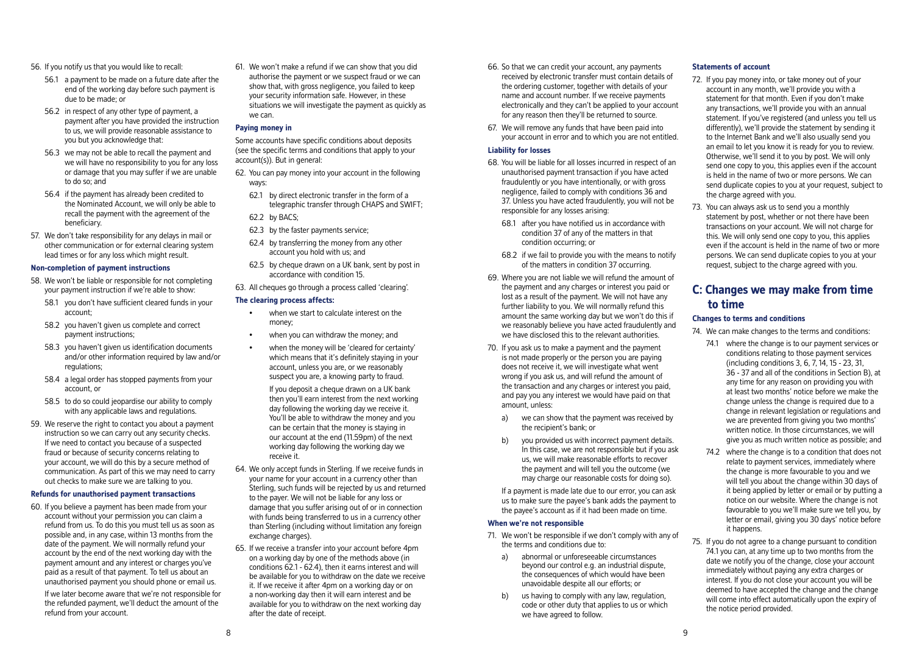56. If you notify us that you would like to recall:
    - 56.1 a payment to be made on a future date after the end of the working day before such payment is due to be made; or
    - 56.2 in respect of any other type of payment, a payment after you have provided the instruction to us, we will provide reasonable assistance to you but you acknowledge that:
    - 56.3 we may not be able to recall the payment and we will have no responsibility to you for any loss or damage that you may suffer if we are unable to do so; and
    - 56.4 if the payment has already been credited to the Nominated Account, we will only be able to recall the payment with the agreement of the beneficiary.
57. We don't take responsibility for any delays in mail or other communication or for external clearing system lead times or for any loss which might result.

#### Non-completion of payment instructions

58. We won't be liable or responsible for not completing your payment instruction if we're able to show:
    - 58.1 you don't have sufficient cleared funds in your account;
    - 58.2 you haven't given us complete and correct payment instructions;
    - 58.3 you haven't given us identification documents and/or other information required by law and/or regulations;
    - 58.4 a legal order has stopped payments from your account, or
    - 58.5 to do so could jeopardise our ability to comply with any applicable laws and regulations.
59. We reserve the right to contact you about a payment instruction so we can carry out any security checks. If we need to contact you because of a suspected fraud or because of security concerns relating to your account, we will do this by a secure method of communication. As part of this we may need to carry out checks to make sure we are talking to you.

#### Refunds for unauthorised payment transactions

60. If you believe a payment has been made from your account without your permission you can claim a refund from us. To do this you must tell us as soon as possible and, in any case, within 13 months from the date of the payment. We will normally refund your account by the end of the next working day with the payment amount and any interest or charges you've paid as a result of that payment. To tell us about an unauthorised payment you should phone or email us.

    If we later become aware that we're not responsible for the refunded payment, we'll deduct the amount of the refund from your account.
61. We won't make a refund if we can show that you did authorise the payment or we suspect fraud or we can show that, with gross negligence, you failed to keep your security information safe. However, in these situations we will investigate the payment as quickly as we can.

#### Paying money in

Some accounts have specific conditions about deposits (see the specific terms and conditions that apply to your account(s)). But in general:

62. You can pay money into your account in the following ways:
    - 62.1 by direct electronic transfer in the form of a telegraphic transfer through CHAPS and SWIFT;
    - 62.2 by BACS;
    - 62.3 by the faster payments service;
    - 62.4 by transferring the money from any other account you hold with us; and
    - 62.5 by cheque drawn on a UK bank, sent by post in accordance with condition 15.
63. All cheques go through a process called 'clearing'.

#### The clearing process affects:

- when we start to calculate interest on the money;
- when you can withdraw the money; and
- when the money will be 'cleared for certainty' which means that it's definitely staying in your account, unless you are, or we reasonably suspect you are, a knowing party to fraud.

  If you deposit a cheque drawn on a UK bank then you'll earn interest from the next working day following the working day we receive it. You'll be able to withdraw the money and you can be certain that the money is staying in our account at the end (11.59pm) of the next working day following the working day we receive it.

64. We only accept funds in Sterling. If we receive funds in your name for your account in a currency other than Sterling, such funds will be rejected by us and returned to the payer. We will not be liable for any loss or damage that you suffer arising out of or in connection with funds being transferred to us in a currency other than Sterling (including without limitation any foreign exchange charges).
65. If we receive a transfer into your account before 4pm on a working day by one of the methods above (in conditions 62.1 - 62.4), then it earns interest and will be available for you to withdraw on the date we receive it. If we receive it after 4pm on a working day or on a non-working day then it will earn interest and be available for you to withdraw on the next working day after the date of receipt.
66. So that we can credit your account, any payments received by electronic transfer must contain details of the ordering customer, together with details of your name and account number. If we receive payments electronically and they can't be applied to your account for any reason then they'll be returned to source.
67. We will remove any funds that have been paid into your account in error and to which you are not entitled.

#### Liability for losses

68. You will be liable for all losses incurred in respect of an unauthorised payment transaction if you have acted fraudulently or you have intentionally, or with gross negligence, failed to comply with conditions 36 and 37. Unless you have acted fraudulently, you will not be responsible for any losses arising:
    - 68.1 after you have notified us in accordance with condition 37 of any of the matters in that condition occurring; or
    - 68.2 if we fail to provide you with the means to notify of the matters in condition 37 occurring.
69. Where you are not liable we will refund the amount of the payment and any charges or interest you paid or lost as a result of the payment. We will not have any further liability to you. We will normally refund this amount the same working day but we won't do this if we reasonably believe you have acted fraudulently and we have disclosed this to the relevant authorities.
70. If you ask us to make a payment and the payment is not made properly or the person you are paying does not receive it, we will investigate what went wrong if you ask us, and will refund the amount of the transaction and any charges or interest you paid, and pay you any interest we would have paid on that amount, unless:
    - a) we can show that the payment was received by the recipient's bank; or
    - b) you provided us with incorrect payment details. In this case, we are not responsible but if you ask us, we will make reasonable efforts to recover the payment and will tell you the outcome (we may charge our reasonable costs for doing so).

    If a payment is made late due to our error, you can ask us to make sure the payee's bank adds the payment to the payee's account as if it had been made on time.

#### When we're not responsible

71. We won't be responsible if we don't comply with any of the terms and conditions due to:
    - a) abnormal or unforeseeable circumstances beyond our control e.g. an industrial dispute, the consequences of which would have been unavoidable despite all our efforts; or
    - b) us having to comply with any law, regulation, code or other duty that applies to us or which we have agreed to follow.

#### Statements of account

72. If you pay money into, or take money out of your account in any month, we'll provide you with a statement for that month. Even if you don't make any transactions, we'll provide you with an annual statement. If you've registered (and unless you tell us differently), we'll provide the statement by sending it to the Internet Bank and we'll also usually send you an email to let you know it is ready for you to review. Otherwise, we'll send it to you by post. We will only send one copy to you, this applies even if the account is held in the name of two or more persons. We can send duplicate copies to you at your request, subject to the charge agreed with you.
73. You can always ask us to send you a monthly statement by post, whether or not there have been transactions on your account. We will not charge for this. We will only send one copy to you, this applies even if the account is held in the name of two or more persons. We can send duplicate copies to you at your request, subject to the charge agreed with you.

## C: Changes we may make from time to time

#### Changes to terms and conditions

74. We can make changes to the terms and conditions:
    - 74.1 where the change is to our payment services or conditions relating to those payment services (including conditions 3, 6, 7, 14, 15 - 23, 31, 36 - 37 and all of the conditions in Section B), at any time for any reason on providing you with at least two months' notice before we make the change unless the change is required due to a change in relevant legislation or regulations and we are prevented from giving you two months' written notice. In those circumstances, we will give you as much written notice as possible; and
    - 74.2 where the change is to a condition that does not relate to payment services, immediately where the change is more favourable to you and we will tell you about the change within 30 days of it being applied by letter or email or by putting a notice on our website. Where the change is not favourable to you we'll make sure we tell you, by letter or email, giving you 30 days' notice before it happens.
75. If you do not agree to a change pursuant to condition 74.1 you can, at any time up to two months from the date we notify you of the change, close your account immediately without paying any extra charges or interest. If you do not close your account you will be deemed to have accepted the change and the change will come into effect automatically upon the expiry of the notice period provided.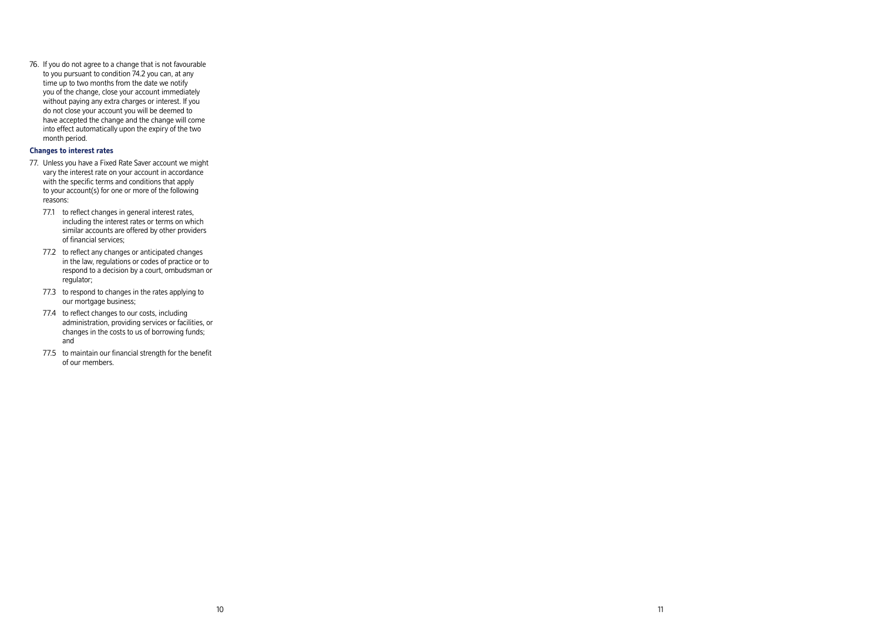76. If you do not agree to a change that is not favourable to you pursuant to condition 74.2 you can, at any time up to two months from the date we notify you of the change, close your account immediately without paying any extra charges or interest. If you do not close your account you will be deemed to have accepted the change and the change will come into effect automatically upon the expiry of the two month period.

**Changes to interest rates**

77. Unless you have a Fixed Rate Saver account we might vary the interest rate on your account in accordance with the specific terms and conditions that apply to your account(s) for one or more of the following reasons:

    77.1 to reflect changes in general interest rates, including the interest rates or terms on which similar accounts are offered by other providers of financial services;

    77.2 to reflect any changes or anticipated changes in the law, regulations or codes of practice or to respond to a decision by a court, ombudsman or regulator;

    77.3 to respond to changes in the rates applying to our mortgage business;

    77.4 to reflect changes to our costs, including administration, providing services or facilities, or changes in the costs to us of borrowing funds; and

    77.5 to maintain our financial strength for the benefit of our members.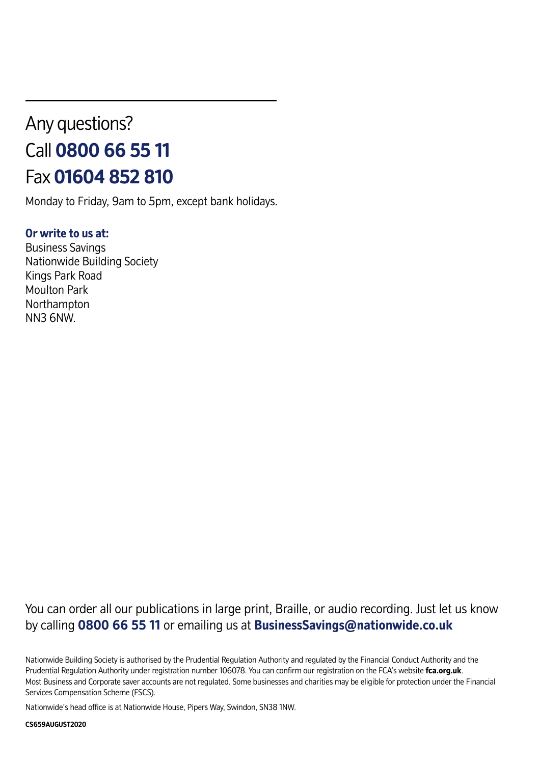## Any questions?

## Call **0800 66 55 11**

## Fax **01604 852 810**

Monday to Friday, 9am to 5pm, except bank holidays.

**Or write to us at:**

Business Savings
Nationwide Building Society
Kings Park Road
Moulton Park
Northampton
NN3 6NW.

You can order all our publications in large print, Braille, or audio recording. Just let us know by calling **0800 66 55 11** or emailing us at **BusinessSavings@nationwide.co.uk**

Nationwide Building Society is authorised by the Prudential Regulation Authority and regulated by the Financial Conduct Authority and the Prudential Regulation Authority under registration number 106078. You can confirm our registration on the FCA's website **fca.org.uk**.
Most Business and Corporate saver accounts are not regulated. Some businesses and charities may be eligible for protection under the Financial Services Compensation Scheme (FSCS).

Nationwide's head office is at Nationwide House, Pipers Way, Swindon, SN38 1NW.

**CS659AUGUST2020**